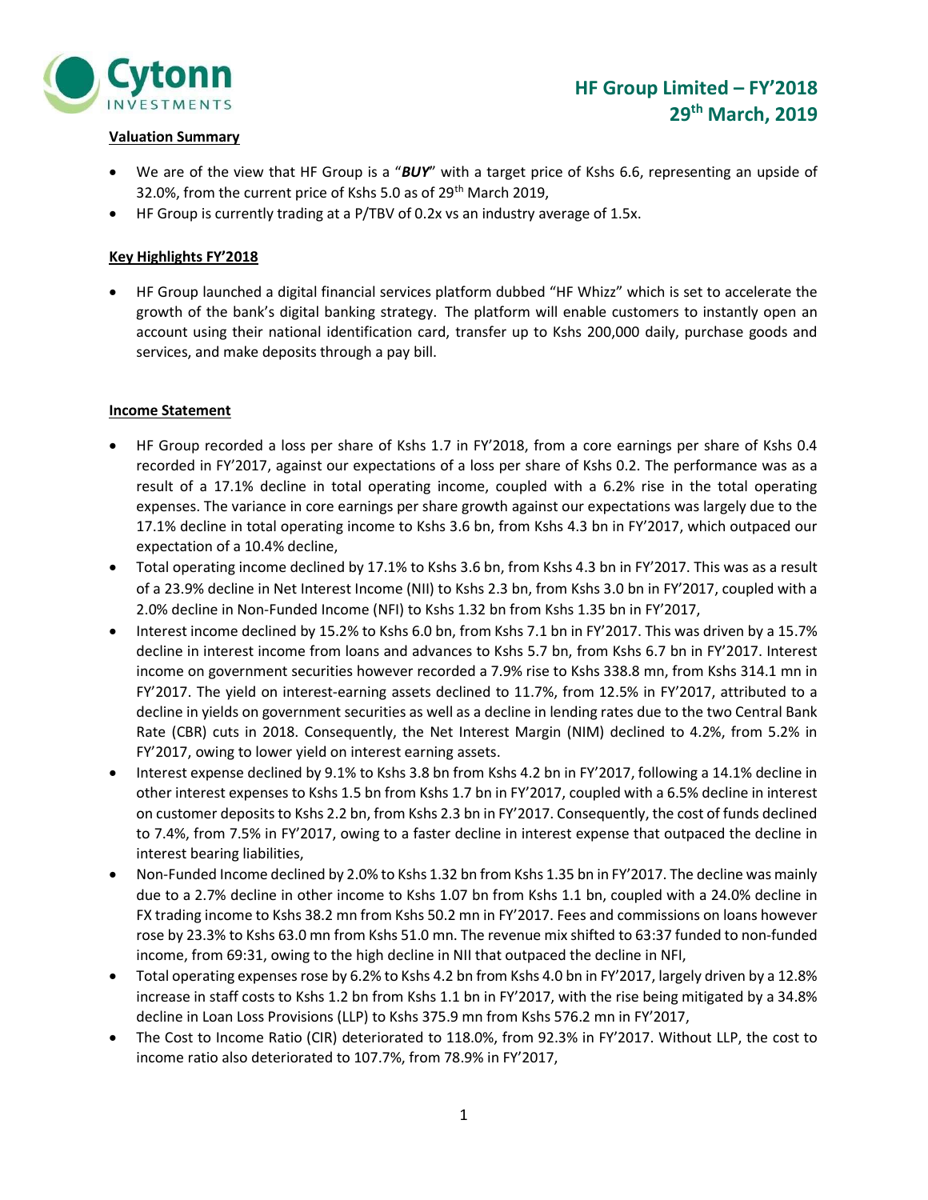# HF Group Limited – FY'2018
## 29th March, 2019

**Valuation Summary**

- We are of the view that HF Group is a "***BUY***" with a target price of Kshs 6.6, representing an upside of 32.0%, from the current price of Kshs 5.0 as of 29th March 2019,
- HF Group is currently trading at a P/TBV of 0.2x vs an industry average of 1.5x.

**Key Highlights FY'2018**

- HF Group launched a digital financial services platform dubbed "HF Whizz" which is set to accelerate the growth of the bank's digital banking strategy. The platform will enable customers to instantly open an account using their national identification card, transfer up to Kshs 200,000 daily, purchase goods and services, and make deposits through a pay bill.

**Income Statement**

- HF Group recorded a loss per share of Kshs 1.7 in FY'2018, from a core earnings per share of Kshs 0.4 recorded in FY'2017, against our expectations of a loss per share of Kshs 0.2. The performance was as a result of a 17.1% decline in total operating income, coupled with a 6.2% rise in the total operating expenses. The variance in core earnings per share growth against our expectations was largely due to the 17.1% decline in total operating income to Kshs 3.6 bn, from Kshs 4.3 bn in FY'2017, which outpaced our expectation of a 10.4% decline,
- Total operating income declined by 17.1% to Kshs 3.6 bn, from Kshs 4.3 bn in FY'2017. This was as a result of a 23.9% decline in Net Interest Income (NII) to Kshs 2.3 bn, from Kshs 3.0 bn in FY'2017, coupled with a 2.0% decline in Non-Funded Income (NFI) to Kshs 1.32 bn from Kshs 1.35 bn in FY'2017,
- Interest income declined by 15.2% to Kshs 6.0 bn, from Kshs 7.1 bn in FY'2017. This was driven by a 15.7% decline in interest income from loans and advances to Kshs 5.7 bn, from Kshs 6.7 bn in FY'2017. Interest income on government securities however recorded a 7.9% rise to Kshs 338.8 mn, from Kshs 314.1 mn in FY'2017. The yield on interest-earning assets declined to 11.7%, from 12.5% in FY'2017, attributed to a decline in yields on government securities as well as a decline in lending rates due to the two Central Bank Rate (CBR) cuts in 2018. Consequently, the Net Interest Margin (NIM) declined to 4.2%, from 5.2% in FY'2017, owing to lower yield on interest earning assets.
- Interest expense declined by 9.1% to Kshs 3.8 bn from Kshs 4.2 bn in FY'2017, following a 14.1% decline in other interest expenses to Kshs 1.5 bn from Kshs 1.7 bn in FY'2017, coupled with a 6.5% decline in interest on customer deposits to Kshs 2.2 bn, from Kshs 2.3 bn in FY'2017. Consequently, the cost of funds declined to 7.4%, from 7.5% in FY'2017, owing to a faster decline in interest expense that outpaced the decline in interest bearing liabilities,
- Non-Funded Income declined by 2.0% to Kshs 1.32 bn from Kshs 1.35 bn in FY'2017. The decline was mainly due to a 2.7% decline in other income to Kshs 1.07 bn from Kshs 1.1 bn, coupled with a 24.0% decline in FX trading income to Kshs 38.2 mn from Kshs 50.2 mn in FY'2017. Fees and commissions on loans however rose by 23.3% to Kshs 63.0 mn from Kshs 51.0 mn. The revenue mix shifted to 63:37 funded to non-funded income, from 69:31, owing to the high decline in NII that outpaced the decline in NFI,
- Total operating expenses rose by 6.2% to Kshs 4.2 bn from Kshs 4.0 bn in FY'2017, largely driven by a 12.8% increase in staff costs to Kshs 1.2 bn from Kshs 1.1 bn in FY'2017, with the rise being mitigated by a 34.8% decline in Loan Loss Provisions (LLP) to Kshs 375.9 mn from Kshs 576.2 mn in FY'2017,
- The Cost to Income Ratio (CIR) deteriorated to 118.0%, from 92.3% in FY'2017. Without LLP, the cost to income ratio also deteriorated to 107.7%, from 78.9% in FY'2017,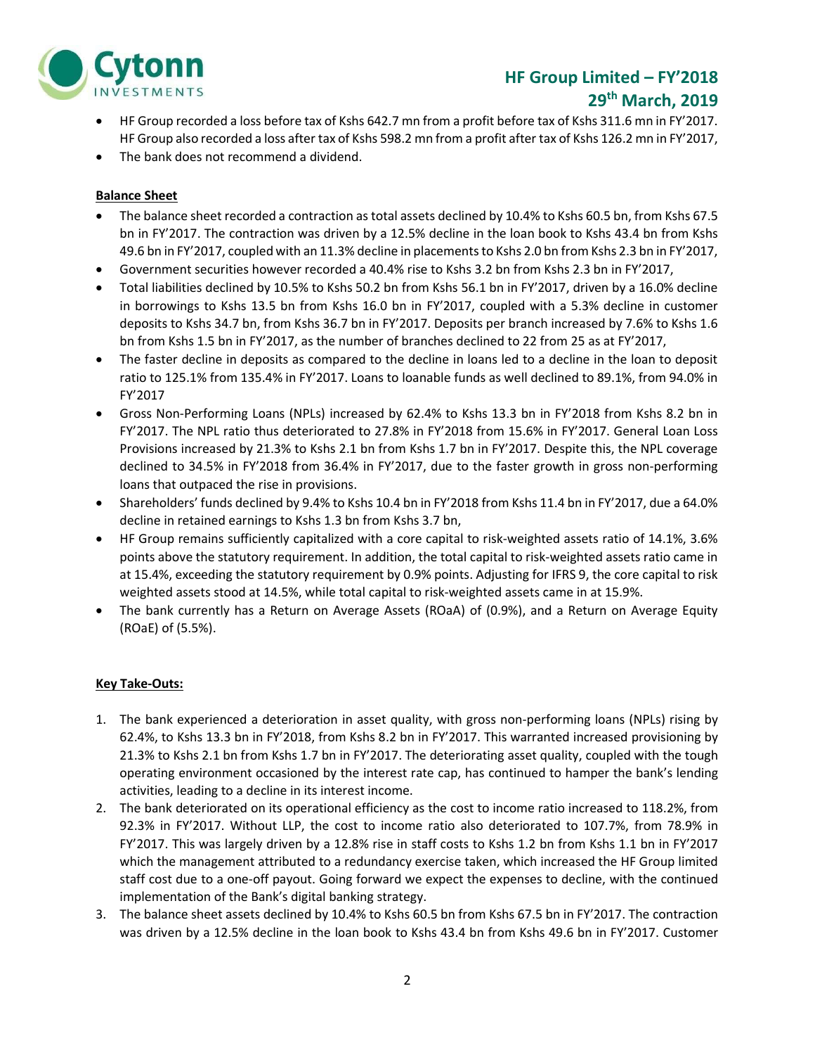- HF Group recorded a loss before tax of Kshs 642.7 mn from a profit before tax of Kshs 311.6 mn in FY'2017. HF Group also recorded a loss after tax of Kshs 598.2 mn from a profit after tax of Kshs 126.2 mn in FY'2017,
- The bank does not recommend a dividend.

**Balance Sheet**

- The balance sheet recorded a contraction as total assets declined by 10.4% to Kshs 60.5 bn, from Kshs 67.5 bn in FY'2017. The contraction was driven by a 12.5% decline in the loan book to Kshs 43.4 bn from Kshs 49.6 bn in FY'2017, coupled with an 11.3% decline in placements to Kshs 2.0 bn from Kshs 2.3 bn in FY'2017,
- Government securities however recorded a 40.4% rise to Kshs 3.2 bn from Kshs 2.3 bn in FY'2017,
- Total liabilities declined by 10.5% to Kshs 50.2 bn from Kshs 56.1 bn in FY'2017, driven by a 16.0% decline in borrowings to Kshs 13.5 bn from Kshs 16.0 bn in FY'2017, coupled with a 5.3% decline in customer deposits to Kshs 34.7 bn, from Kshs 36.7 bn in FY'2017. Deposits per branch increased by 7.6% to Kshs 1.6 bn from Kshs 1.5 bn in FY'2017, as the number of branches declined to 22 from 25 as at FY'2017,
- The faster decline in deposits as compared to the decline in loans led to a decline in the loan to deposit ratio to 125.1% from 135.4% in FY'2017. Loans to loanable funds as well declined to 89.1%, from 94.0% in FY'2017
- Gross Non-Performing Loans (NPLs) increased by 62.4% to Kshs 13.3 bn in FY'2018 from Kshs 8.2 bn in FY'2017. The NPL ratio thus deteriorated to 27.8% in FY'2018 from 15.6% in FY'2017. General Loan Loss Provisions increased by 21.3% to Kshs 2.1 bn from Kshs 1.7 bn in FY'2017. Despite this, the NPL coverage declined to 34.5% in FY'2018 from 36.4% in FY'2017, due to the faster growth in gross non-performing loans that outpaced the rise in provisions.
- Shareholders' funds declined by 9.4% to Kshs 10.4 bn in FY'2018 from Kshs 11.4 bn in FY'2017, due a 64.0% decline in retained earnings to Kshs 1.3 bn from Kshs 3.7 bn,
- HF Group remains sufficiently capitalized with a core capital to risk-weighted assets ratio of 14.1%, 3.6% points above the statutory requirement. In addition, the total capital to risk-weighted assets ratio came in at 15.4%, exceeding the statutory requirement by 0.9% points. Adjusting for IFRS 9, the core capital to risk weighted assets stood at 14.5%, while total capital to risk-weighted assets came in at 15.9%.
- The bank currently has a Return on Average Assets (ROaA) of (0.9%), and a Return on Average Equity (ROaE) of (5.5%).

**Key Take-Outs:**

1. The bank experienced a deterioration in asset quality, with gross non-performing loans (NPLs) rising by 62.4%, to Kshs 13.3 bn in FY'2018, from Kshs 8.2 bn in FY'2017. This warranted increased provisioning by 21.3% to Kshs 2.1 bn from Kshs 1.7 bn in FY'2017. The deteriorating asset quality, coupled with the tough operating environment occasioned by the interest rate cap, has continued to hamper the bank's lending activities, leading to a decline in its interest income.
2. The bank deteriorated on its operational efficiency as the cost to income ratio increased to 118.2%, from 92.3% in FY'2017. Without LLP, the cost to income ratio also deteriorated to 107.7%, from 78.9% in FY'2017. This was largely driven by a 12.8% rise in staff costs to Kshs 1.2 bn from Kshs 1.1 bn in FY'2017 which the management attributed to a redundancy exercise taken, which increased the HF Group limited staff cost due to a one-off payout. Going forward we expect the expenses to decline, with the continued implementation of the Bank's digital banking strategy.
3. The balance sheet assets declined by 10.4% to Kshs 60.5 bn from Kshs 67.5 bn in FY'2017. The contraction was driven by a 12.5% decline in the loan book to Kshs 43.4 bn from Kshs 49.6 bn in FY'2017. Customer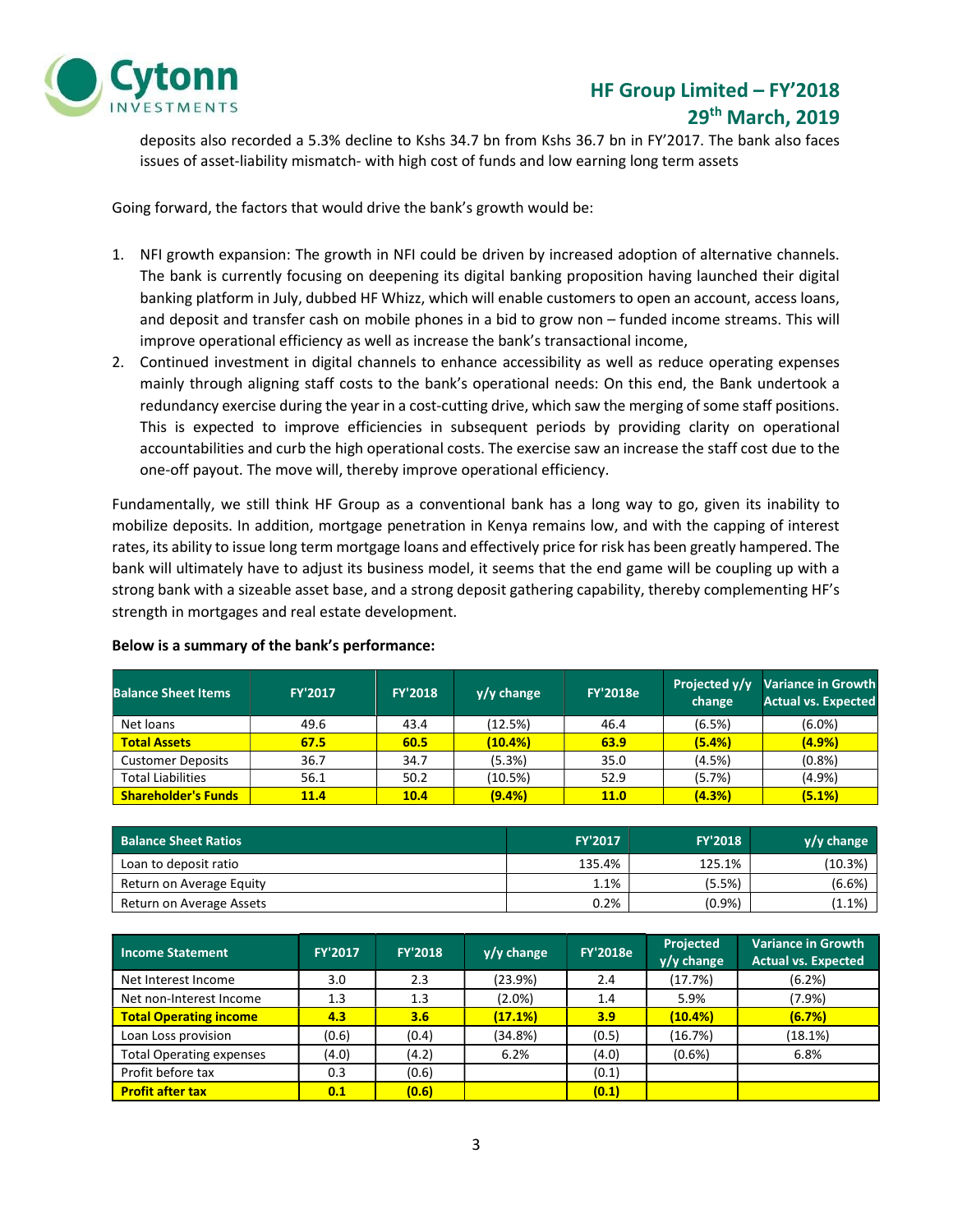deposits also recorded a 5.3% decline to Kshs 34.7 bn from Kshs 36.7 bn in FY'2017. The bank also faces issues of asset-liability mismatch- with high cost of funds and low earning long term assets

Going forward, the factors that would drive the bank's growth would be:

1. NFI growth expansion: The growth in NFI could be driven by increased adoption of alternative channels. The bank is currently focusing on deepening its digital banking proposition having launched their digital banking platform in July, dubbed HF Whizz, which will enable customers to open an account, access loans, and deposit and transfer cash on mobile phones in a bid to grow non – funded income streams. This will improve operational efficiency as well as increase the bank's transactional income,
2. Continued investment in digital channels to enhance accessibility as well as reduce operating expenses mainly through aligning staff costs to the bank's operational needs: On this end, the Bank undertook a redundancy exercise during the year in a cost-cutting drive, which saw the merging of some staff positions. This is expected to improve efficiencies in subsequent periods by providing clarity on operational accountabilities and curb the high operational costs. The exercise saw an increase the staff cost due to the one-off payout. The move will, thereby improve operational efficiency.

Fundamentally, we still think HF Group as a conventional bank has a long way to go, given its inability to mobilize deposits. In addition, mortgage penetration in Kenya remains low, and with the capping of interest rates, its ability to issue long term mortgage loans and effectively price for risk has been greatly hampered. The bank will ultimately have to adjust its business model, it seems that the end game will be coupling up with a strong bank with a sizeable asset base, and a strong deposit gathering capability, thereby complementing HF's strength in mortgages and real estate development.

**Below is a summary of the bank's performance:**

| Balance Sheet Items | FY'2017 | FY'2018 | y/y change | FY'2018e | Projected y/y change | Variance in Growth Actual vs. Expected |
|---|---|---|---|---|---|---|
| Net loans | 49.6 | 43.4 | (12.5%) | 46.4 | (6.5%) | (6.0%) |
| **Total Assets** | **67.5** | **60.5** | **(10.4%)** | **63.9** | **(5.4%)** | **(4.9%)** |
| Customer Deposits | 36.7 | 34.7 | (5.3%) | 35.0 | (4.5%) | (0.8%) |
| Total Liabilities | 56.1 | 50.2 | (10.5%) | 52.9 | (5.7%) | (4.9%) |
| **Shareholder's Funds** | **11.4** | **10.4** | **(9.4%)** | **11.0** | **(4.3%)** | **(5.1%)** |

| Balance Sheet Ratios | FY'2017 | FY'2018 | y/y change |
|---|---|---|---|
| Loan to deposit ratio | 135.4% | 125.1% | (10.3%) |
| Return on Average Equity | 1.1% | (5.5%) | (6.6%) |
| Return on Average Assets | 0.2% | (0.9%) | (1.1%) |

| Income Statement | FY'2017 | FY'2018 | y/y change | FY'2018e | Projected y/y change | Variance in Growth Actual vs. Expected |
|---|---|---|---|---|---|---|
| Net Interest Income | 3.0 | 2.3 | (23.9%) | 2.4 | (17.7%) | (6.2%) |
| Net non-Interest Income | 1.3 | 1.3 | (2.0%) | 1.4 | 5.9% | (7.9%) |
| **Total Operating income** | **4.3** | **3.6** | **(17.1%)** | **3.9** | **(10.4%)** | **(6.7%)** |
| Loan Loss provision | (0.6) | (0.4) | (34.8%) | (0.5) | (16.7%) | (18.1%) |
| Total Operating expenses | (4.0) | (4.2) | 6.2% | (4.0) | (0.6%) | 6.8% |
| Profit before tax | 0.3 | (0.6) | | (0.1) | | |
| **Profit after tax** | **0.1** | **(0.6)** | | **(0.1)** | | |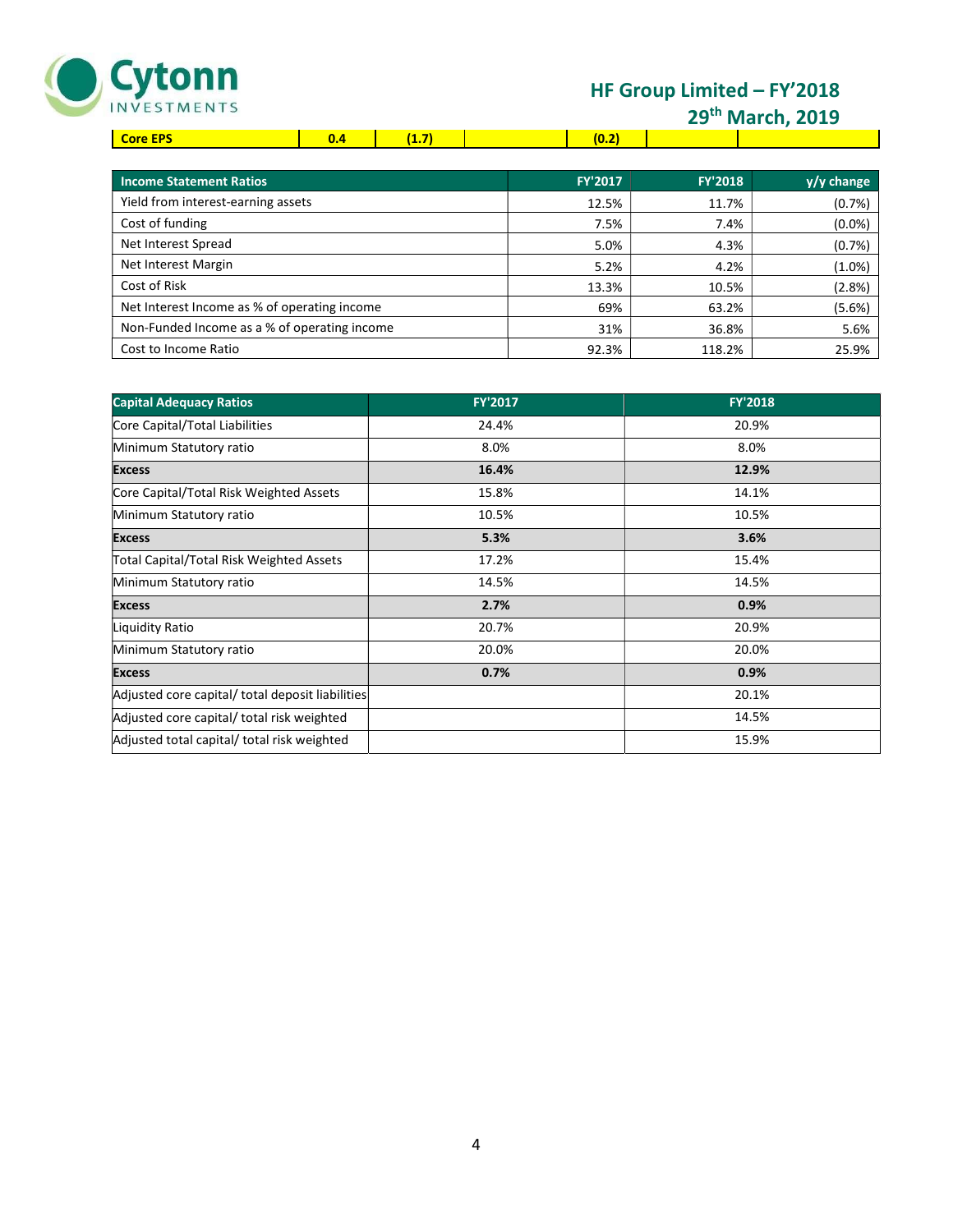| | | | | | | |
|---|---|---|---|---|---|---|
| **Core EPS** | **0.4** | **(1.7)** | | **(0.2)** | | |

| Income Statement Ratios | FY'2017 | FY'2018 | y/y change |
|---|---|---|---|
| Yield from interest-earning assets | 12.5% | 11.7% | (0.7%) |
| Cost of funding | 7.5% | 7.4% | (0.0%) |
| Net Interest Spread | 5.0% | 4.3% | (0.7%) |
| Net Interest Margin | 5.2% | 4.2% | (1.0%) |
| Cost of Risk | 13.3% | 10.5% | (2.8%) |
| Net Interest Income as % of operating income | 69% | 63.2% | (5.6%) |
| Non-Funded Income as a % of operating income | 31% | 36.8% | 5.6% |
| Cost to Income Ratio | 92.3% | 118.2% | 25.9% |

| Capital Adequacy Ratios | FY'2017 | FY'2018 |
|---|---|---|
| Core Capital/Total Liabilities | 24.4% | 20.9% |
| Minimum Statutory ratio | 8.0% | 8.0% |
| **Excess** | **16.4%** | **12.9%** |
| Core Capital/Total Risk Weighted Assets | 15.8% | 14.1% |
| Minimum Statutory ratio | 10.5% | 10.5% |
| **Excess** | **5.3%** | **3.6%** |
| Total Capital/Total Risk Weighted Assets | 17.2% | 15.4% |
| Minimum Statutory ratio | 14.5% | 14.5% |
| **Excess** | **2.7%** | **0.9%** |
| Liquidity Ratio | 20.7% | 20.9% |
| Minimum Statutory ratio | 20.0% | 20.0% |
| **Excess** | **0.7%** | **0.9%** |
| Adjusted core capital/ total deposit liabilities | | 20.1% |
| Adjusted core capital/ total risk weighted | | 14.5% |
| Adjusted total capital/ total risk weighted | | 15.9% |